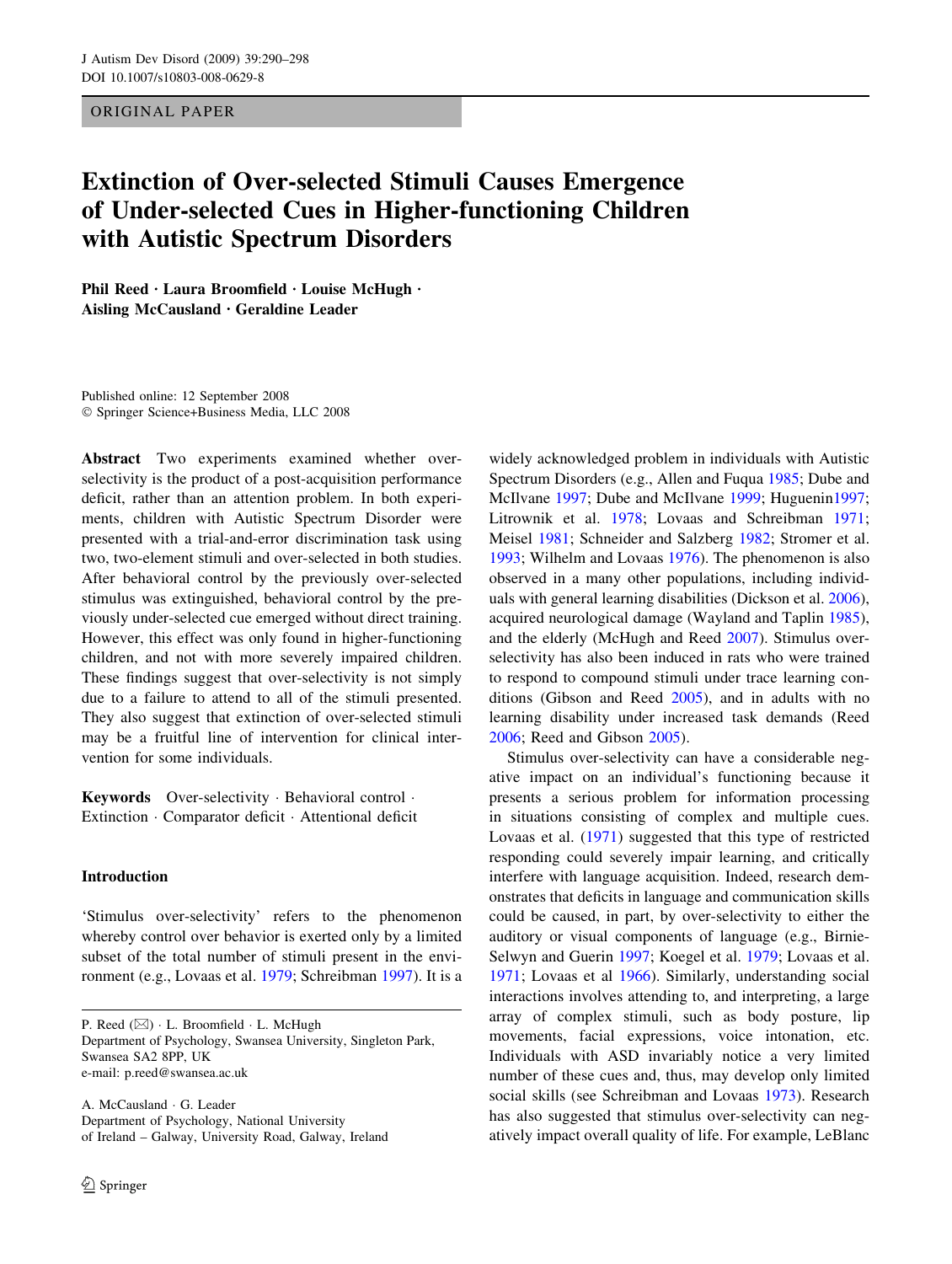ORIGINAL PAPER

# Extinction of Over-selected Stimuli Causes Emergence of Under-selected Cues in Higher-functioning Children with Autistic Spectrum Disorders

**Phil Reed · Laura Broomfield · Louise McHugh · Aisling McCausland · Geraldine Leader**

Published online: 12 September 2008
© Springer Science+Business Media, LLC 2008

**Abstract** Two experiments examined whether over-selectivity is the product of a post-acquisition performance deficit, rather than an attention problem. In both experiments, children with Autistic Spectrum Disorder were presented with a trial-and-error discrimination task using two, two-element stimuli and over-selected in both studies. After behavioral control by the previously over-selected stimulus was extinguished, behavioral control by the previously under-selected cue emerged without direct training. However, this effect was only found in higher-functioning children, and not with more severely impaired children. These findings suggest that over-selectivity is not simply due to a failure to attend to all of the stimuli presented. They also suggest that extinction of over-selected stimuli may be a fruitful line of intervention for clinical intervention for some individuals.

**Keywords** Over-selectivity · Behavioral control · Extinction · Comparator deficit · Attentional deficit

## Introduction

'Stimulus over-selectivity' refers to the phenomenon whereby control over behavior is exerted only by a limited subset of the total number of stimuli present in the environment (e.g., Lovaas et al. 1979; Schreibman 1997). It is a widely acknowledged problem in individuals with Autistic Spectrum Disorders (e.g., Allen and Fuqua 1985; Dube and McIlvane 1997; Dube and McIlvane 1999; Huguenin1997; Litrownik et al. 1978; Lovaas and Schreibman 1971; Meisel 1981; Schneider and Salzberg 1982; Stromer et al. 1993; Wilhelm and Lovaas 1976). The phenomenon is also observed in a many other populations, including individuals with general learning disabilities (Dickson et al. 2006), acquired neurological damage (Wayland and Taplin 1985), and the elderly (McHugh and Reed 2007). Stimulus over-selectivity has also been induced in rats who were trained to respond to compound stimuli under trace learning conditions (Gibson and Reed 2005), and in adults with no learning disability under increased task demands (Reed 2006; Reed and Gibson 2005).

Stimulus over-selectivity can have a considerable negative impact on an individual's functioning because it presents a serious problem for information processing in situations consisting of complex and multiple cues. Lovaas et al. (1971) suggested that this type of restricted responding could severely impair learning, and critically interfere with language acquisition. Indeed, research demonstrates that deficits in language and communication skills could be caused, in part, by over-selectivity to either the auditory or visual components of language (e.g., Birnie-Selwyn and Guerin 1997; Koegel et al. 1979; Lovaas et al. 1971; Lovaas et al 1966). Similarly, understanding social interactions involves attending to, and interpreting, a large array of complex stimuli, such as body posture, lip movements, facial expressions, voice intonation, etc. Individuals with ASD invariably notice a very limited number of these cues and, thus, may develop only limited social skills (see Schreibman and Lovaas 1973). Research has also suggested that stimulus over-selectivity can negatively impact overall quality of life. For example, LeBlanc

---

P. Reed (✉) · L. Broomfield · L. McHugh
Department of Psychology, Swansea University, Singleton Park, Swansea SA2 8PP, UK
e-mail: p.reed@swansea.ac.uk

A. McCausland · G. Leader
Department of Psychology, National University of Ireland – Galway, University Road, Galway, Ireland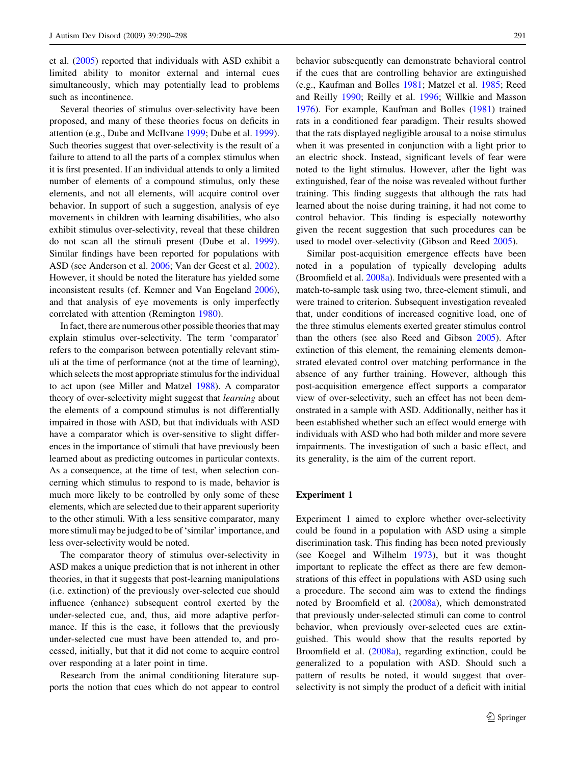et al. (2005) reported that individuals with ASD exhibit a limited ability to monitor external and internal cues simultaneously, which may potentially lead to problems such as incontinence.

Several theories of stimulus over-selectivity have been proposed, and many of these theories focus on deficits in attention (e.g., Dube and McIlvane 1999; Dube et al. 1999). Such theories suggest that over-selectivity is the result of a failure to attend to all the parts of a complex stimulus when it is first presented. If an individual attends to only a limited number of elements of a compound stimulus, only these elements, and not all elements, will acquire control over behavior. In support of such a suggestion, analysis of eye movements in children with learning disabilities, who also exhibit stimulus over-selectivity, reveal that these children do not scan all the stimuli present (Dube et al. 1999). Similar findings have been reported for populations with ASD (see Anderson et al. 2006; Van der Geest et al. 2002). However, it should be noted the literature has yielded some inconsistent results (cf. Kemner and Van Engeland 2006), and that analysis of eye movements is only imperfectly correlated with attention (Remington 1980).

In fact, there are numerous other possible theories that may explain stimulus over-selectivity. The term 'comparator' refers to the comparison between potentially relevant stimuli at the time of performance (not at the time of learning), which selects the most appropriate stimulus for the individual to act upon (see Miller and Matzel 1988). A comparator theory of over-selectivity might suggest that *learning* about the elements of a compound stimulus is not differentially impaired in those with ASD, but that individuals with ASD have a comparator which is over-sensitive to slight differences in the importance of stimuli that have previously been learned about as predicting outcomes in particular contexts. As a consequence, at the time of test, when selection concerning which stimulus to respond to is made, behavior is much more likely to be controlled by only some of these elements, which are selected due to their apparent superiority to the other stimuli. With a less sensitive comparator, many more stimuli may be judged to be of 'similar' importance, and less over-selectivity would be noted.

The comparator theory of stimulus over-selectivity in ASD makes a unique prediction that is not inherent in other theories, in that it suggests that post-learning manipulations (i.e. extinction) of the previously over-selected cue should influence (enhance) subsequent control exerted by the under-selected cue, and, thus, aid more adaptive performance. If this is the case, it follows that the previously under-selected cue must have been attended to, and processed, initially, but that it did not come to acquire control over responding at a later point in time.

Research from the animal conditioning literature supports the notion that cues which do not appear to control behavior subsequently can demonstrate behavioral control if the cues that are controlling behavior are extinguished (e.g., Kaufman and Bolles 1981; Matzel et al. 1985; Reed and Reilly 1990; Reilly et al. 1996; Willkie and Masson 1976). For example, Kaufman and Bolles (1981) trained rats in a conditioned fear paradigm. Their results showed that the rats displayed negligible arousal to a noise stimulus when it was presented in conjunction with a light prior to an electric shock. Instead, significant levels of fear were noted to the light stimulus. However, after the light was extinguished, fear of the noise was revealed without further training. This finding suggests that although the rats had learned about the noise during training, it had not come to control behavior. This finding is especially noteworthy given the recent suggestion that such procedures can be used to model over-selectivity (Gibson and Reed 2005).

Similar post-acquisition emergence effects have been noted in a population of typically developing adults (Broomfield et al. 2008a). Individuals were presented with a match-to-sample task using two, three-element stimuli, and were trained to criterion. Subsequent investigation revealed that, under conditions of increased cognitive load, one of the three stimulus elements exerted greater stimulus control than the others (see also Reed and Gibson 2005). After extinction of this element, the remaining elements demonstrated elevated control over matching performance in the absence of any further training. However, although this post-acquisition emergence effect supports a comparator view of over-selectivity, such an effect has not been demonstrated in a sample with ASD. Additionally, neither has it been established whether such an effect would emerge with individuals with ASD who had both milder and more severe impairments. The investigation of such a basic effect, and its generality, is the aim of the current report.

## Experiment 1

Experiment 1 aimed to explore whether over-selectivity could be found in a population with ASD using a simple discrimination task. This finding has been noted previously (see Koegel and Wilhelm 1973), but it was thought important to replicate the effect as there are few demonstrations of this effect in populations with ASD using such a procedure. The second aim was to extend the findings noted by Broomfield et al. (2008a), which demonstrated that previously under-selected stimuli can come to control behavior, when previously over-selected cues are extinguished. This would show that the results reported by Broomfield et al. (2008a), regarding extinction, could be generalized to a population with ASD. Should such a pattern of results be noted, it would suggest that over-selectivity is not simply the product of a deficit with initial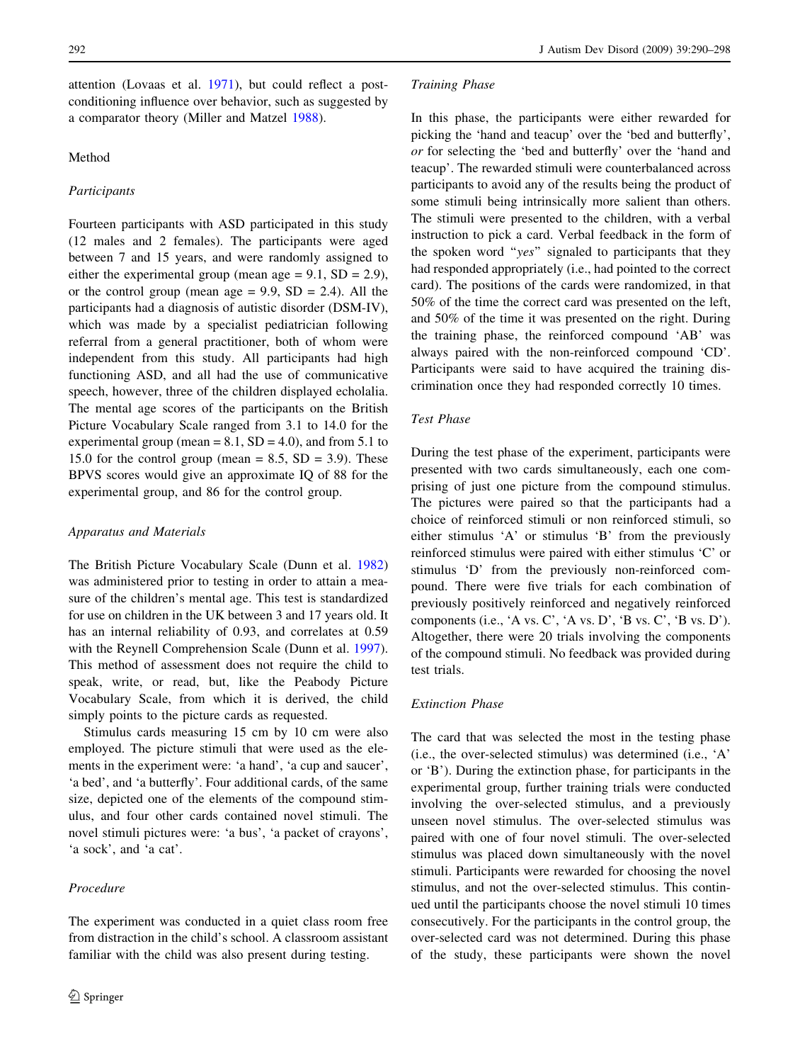attention (Lovaas et al. 1971), but could reflect a post-conditioning influence over behavior, such as suggested by a comparator theory (Miller and Matzel 1988).

## Method

### Participants

Fourteen participants with ASD participated in this study (12 males and 2 females). The participants were aged between 7 and 15 years, and were randomly assigned to either the experimental group (mean age = 9.1, SD = 2.9), or the control group (mean age = 9.9, SD = 2.4). All the participants had a diagnosis of autistic disorder (DSM-IV), which was made by a specialist pediatrician following referral from a general practitioner, both of whom were independent from this study. All participants had high functioning ASD, and all had the use of communicative speech, however, three of the children displayed echolalia. The mental age scores of the participants on the British Picture Vocabulary Scale ranged from 3.1 to 14.0 for the experimental group (mean = 8.1, SD = 4.0), and from 5.1 to 15.0 for the control group (mean = 8.5, SD = 3.9). These BPVS scores would give an approximate IQ of 88 for the experimental group, and 86 for the control group.

### Apparatus and Materials

The British Picture Vocabulary Scale (Dunn et al. 1982) was administered prior to testing in order to attain a measure of the children's mental age. This test is standardized for use on children in the UK between 3 and 17 years old. It has an internal reliability of 0.93, and correlates at 0.59 with the Reynell Comprehension Scale (Dunn et al. 1997). This method of assessment does not require the child to speak, write, or read, but, like the Peabody Picture Vocabulary Scale, from which it is derived, the child simply points to the picture cards as requested.

Stimulus cards measuring 15 cm by 10 cm were also employed. The picture stimuli that were used as the elements in the experiment were: 'a hand', 'a cup and saucer', 'a bed', and 'a butterfly'. Four additional cards, of the same size, depicted one of the elements of the compound stimulus, and four other cards contained novel stimuli. The novel stimuli pictures were: 'a bus', 'a packet of crayons', 'a sock', and 'a cat'.

### Procedure

The experiment was conducted in a quiet class room free from distraction in the child's school. A classroom assistant familiar with the child was also present during testing.

### Training Phase

In this phase, the participants were either rewarded for picking the 'hand and teacup' over the 'bed and butterfly', *or* for selecting the 'bed and butterfly' over the 'hand and teacup'. The rewarded stimuli were counterbalanced across participants to avoid any of the results being the product of some stimuli being intrinsically more salient than others. The stimuli were presented to the children, with a verbal instruction to pick a card. Verbal feedback in the form of the spoken word "*yes*" signaled to participants that they had responded appropriately (i.e., had pointed to the correct card). The positions of the cards were randomized, in that 50% of the time the correct card was presented on the left, and 50% of the time it was presented on the right. During the training phase, the reinforced compound 'AB' was always paired with the non-reinforced compound 'CD'. Participants were said to have acquired the training discrimination once they had responded correctly 10 times.

### Test Phase

During the test phase of the experiment, participants were presented with two cards simultaneously, each one comprising of just one picture from the compound stimulus. The pictures were paired so that the participants had a choice of reinforced stimuli or non reinforced stimuli, so either stimulus 'A' or stimulus 'B' from the previously reinforced stimulus were paired with either stimulus 'C' or stimulus 'D' from the previously non-reinforced compound. There were five trials for each combination of previously positively reinforced and negatively reinforced components (i.e., 'A vs. C', 'A vs. D', 'B vs. C', 'B vs. D'). Altogether, there were 20 trials involving the components of the compound stimuli. No feedback was provided during test trials.

### Extinction Phase

The card that was selected the most in the testing phase (i.e., the over-selected stimulus) was determined (i.e., 'A' or 'B'). During the extinction phase, for participants in the experimental group, further training trials were conducted involving the over-selected stimulus, and a previously unseen novel stimulus. The over-selected stimulus was paired with one of four novel stimuli. The over-selected stimulus was placed down simultaneously with the novel stimuli. Participants were rewarded for choosing the novel stimulus, and not the over-selected stimulus. This continued until the participants choose the novel stimuli 10 times consecutively. For the participants in the control group, the over-selected card was not determined. During this phase of the study, these participants were shown the novel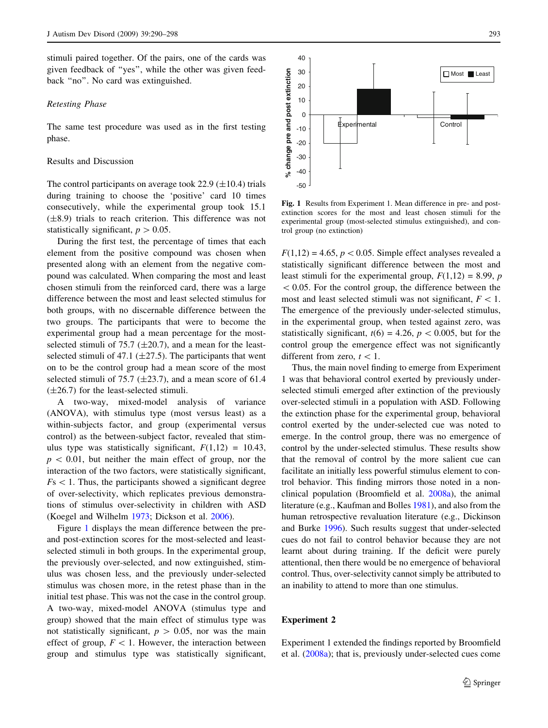stimuli paired together. Of the pairs, one of the cards was given feedback of "yes", while the other was given feedback "no". No card was extinguished.

*Retesting Phase*

The same test procedure was used as in the first testing phase.

## Results and Discussion

The control participants on average took 22.9 (±10.4) trials during training to choose the 'positive' card 10 times consecutively, while the experimental group took 15.1 (±8.9) trials to reach criterion. This difference was not statistically significant, $p > 0.05$.

During the first test, the percentage of times that each element from the positive compound was chosen when presented along with an element from the negative compound was calculated. When comparing the most and least chosen stimuli from the reinforced card, there was a large difference between the most and least selected stimulus for both groups, with no discernable difference between the two groups. The participants that were to become the experimental group had a mean percentage for the most-selected stimuli of 75.7 (±20.7), and a mean for the least-selected stimuli of 47.1 (±27.5). The participants that went on to be the control group had a mean score of the most selected stimuli of 75.7 (±23.7), and a mean score of 61.4 (±26.7) for the least-selected stimuli.

A two-way, mixed-model analysis of variance (ANOVA), with stimulus type (most versus least) as a within-subjects factor, and group (experimental versus control) as the between-subject factor, revealed that stimulus type was statistically significant, $F(1,12) = 10.43$, $p < 0.01$, but neither the main effect of group, nor the interaction of the two factors, were statistically significant, $F$s $< 1$. Thus, the participants showed a significant degree of over-selectivity, which replicates previous demonstrations of stimulus over-selectivity in children with ASD (Koegel and Wilhelm 1973; Dickson et al. 2006).

Figure 1 displays the mean difference between the pre- and post-extinction scores for the most-selected and least-selected stimuli in both groups. In the experimental group, the previously over-selected, and now extinguished, stimulus was chosen less, and the previously under-selected stimulus was chosen more, in the retest phase than in the initial test phase. This was not the case in the control group. A two-way, mixed-model ANOVA (stimulus type and group) showed that the main effect of stimulus type was not statistically significant, $p > 0.05$, nor was the main effect of group, $F < 1$. However, the interaction between group and stimulus type was statistically significant, $F(1,12) = 4.65$, $p < 0.05$. Simple effect analyses revealed a statistically significant difference between the most and least stimuli for the experimental group, $F(1,12) = 8.99$, $p < 0.05$. For the control group, the difference between the most and least selected stimuli was not significant, $F < 1$. The emergence of the previously under-selected stimulus, in the experimental group, when tested against zero, was statistically significant, $t(6) = 4.26$, $p < 0.005$, but for the control group the emergence effect was not significantly different from zero, $t < 1$.

**Fig. 1** Results from Experiment 1. Mean difference in pre- and post-extinction scores for the most and least chosen stimuli for the experimental group (most-selected stimulus extinguished), and control group (no extinction)

Thus, the main novel finding to emerge from Experiment 1 was that behavioral control exerted by previously under-selected stimuli emerged after extinction of the previously over-selected stimuli in a population with ASD. Following the extinction phase for the experimental group, behavioral control exerted by the under-selected cue was noted to emerge. In the control group, there was no emergence of control by the under-selected stimulus. These results show that the removal of control by the more salient cue can facilitate an initially less powerful stimulus element to control behavior. This finding mirrors those noted in a non-clinical population (Broomfield et al. 2008a), the animal literature (e.g., Kaufman and Bolles 1981), and also from the human retrospective revaluation literature (e.g., Dickinson and Burke 1996). Such results suggest that under-selected cues do not fail to control behavior because they are not learnt about during training. If the deficit were purely attentional, then there would be no emergence of behavioral control. Thus, over-selectivity cannot simply be attributed to an inability to attend to more than one stimulus.

## Experiment 2

Experiment 1 extended the findings reported by Broomfield et al. (2008a); that is, previously under-selected cues come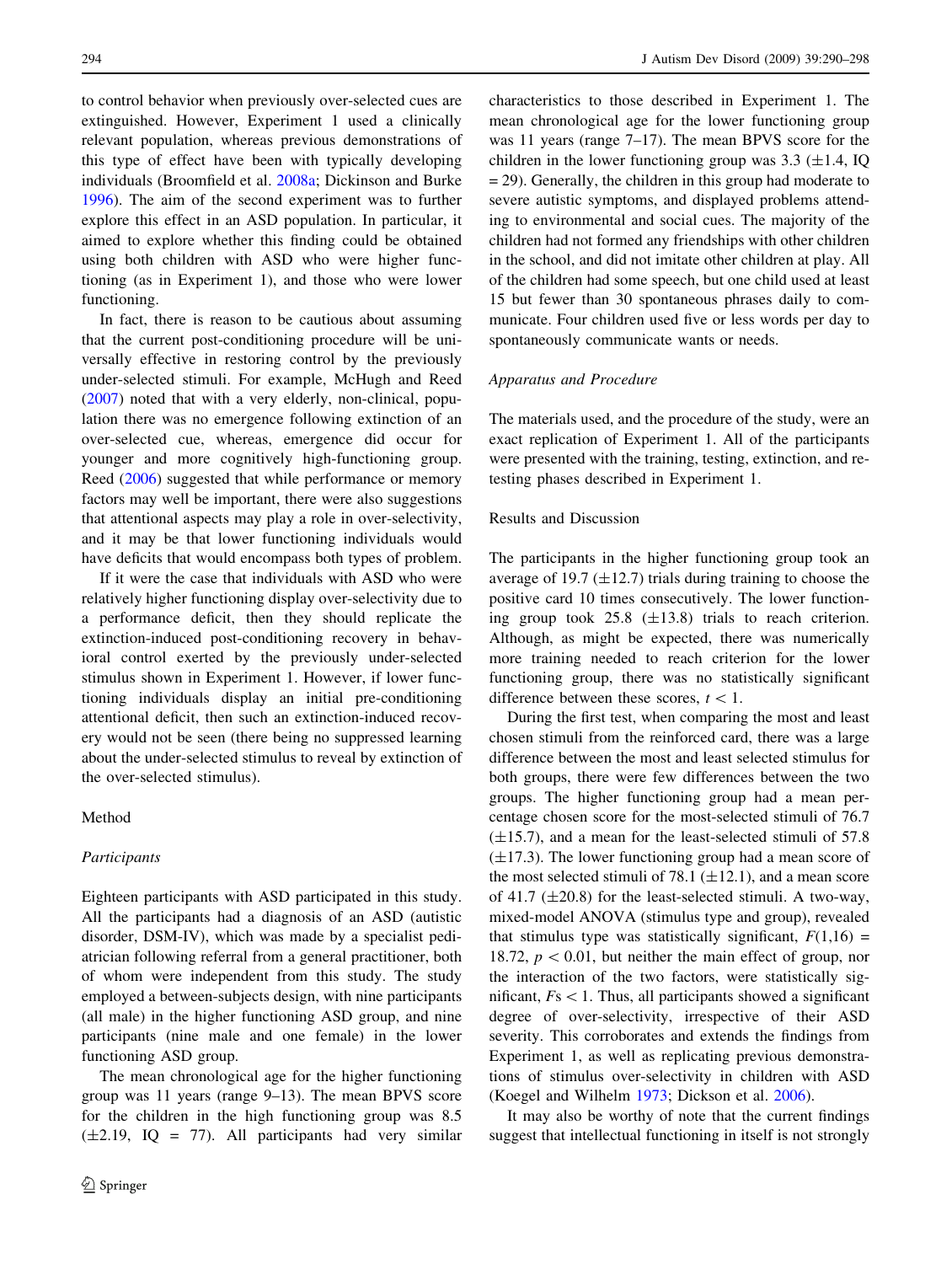to control behavior when previously over-selected cues are extinguished. However, Experiment 1 used a clinically relevant population, whereas previous demonstrations of this type of effect have been with typically developing individuals (Broomfield et al. 2008a; Dickinson and Burke 1996). The aim of the second experiment was to further explore this effect in an ASD population. In particular, it aimed to explore whether this finding could be obtained using both children with ASD who were higher functioning (as in Experiment 1), and those who were lower functioning.

In fact, there is reason to be cautious about assuming that the current post-conditioning procedure will be universally effective in restoring control by the previously under-selected stimuli. For example, McHugh and Reed (2007) noted that with a very elderly, non-clinical, population there was no emergence following extinction of an over-selected cue, whereas, emergence did occur for younger and more cognitively high-functioning group. Reed (2006) suggested that while performance or memory factors may well be important, there were also suggestions that attentional aspects may play a role in over-selectivity, and it may be that lower functioning individuals would have deficits that would encompass both types of problem.

If it were the case that individuals with ASD who were relatively higher functioning display over-selectivity due to a performance deficit, then they should replicate the extinction-induced post-conditioning recovery in behavioral control exerted by the previously under-selected stimulus shown in Experiment 1. However, if lower functioning individuals display an initial pre-conditioning attentional deficit, then such an extinction-induced recovery would not be seen (there being no suppressed learning about the under-selected stimulus to reveal by extinction of the over-selected stimulus).

## Method

### Participants

Eighteen participants with ASD participated in this study. All the participants had a diagnosis of an ASD (autistic disorder, DSM-IV), which was made by a specialist pediatrician following referral from a general practitioner, both of whom were independent from this study. The study employed a between-subjects design, with nine participants (all male) in the higher functioning ASD group, and nine participants (nine male and one female) in the lower functioning ASD group.

The mean chronological age for the higher functioning group was 11 years (range 9–13). The mean BPVS score for the children in the high functioning group was 8.5 (±2.19, IQ = 77). All participants had very similar characteristics to those described in Experiment 1. The mean chronological age for the lower functioning group was 11 years (range 7–17). The mean BPVS score for the children in the lower functioning group was 3.3 (±1.4, IQ = 29). Generally, the children in this group had moderate to severe autistic symptoms, and displayed problems attending to environmental and social cues. The majority of the children had not formed any friendships with other children in the school, and did not imitate other children at play. All of the children had some speech, but one child used at least 15 but fewer than 30 spontaneous phrases daily to communicate. Four children used five or less words per day to spontaneously communicate wants or needs.

### Apparatus and Procedure

The materials used, and the procedure of the study, were an exact replication of Experiment 1. All of the participants were presented with the training, testing, extinction, and re-testing phases described in Experiment 1.

## Results and Discussion

The participants in the higher functioning group took an average of 19.7 (±12.7) trials during training to choose the positive card 10 times consecutively. The lower functioning group took 25.8 (±13.8) trials to reach criterion. Although, as might be expected, there was numerically more training needed to reach criterion for the lower functioning group, there was no statistically significant difference between these scores, $t < 1$.

During the first test, when comparing the most and least chosen stimuli from the reinforced card, there was a large difference between the most and least selected stimulus for both groups, there were few differences between the two groups. The higher functioning group had a mean percentage chosen score for the most-selected stimuli of 76.7 (±15.7), and a mean for the least-selected stimuli of 57.8 (±17.3). The lower functioning group had a mean score of the most selected stimuli of 78.1 (±12.1), and a mean score of 41.7 (±20.8) for the least-selected stimuli. A two-way, mixed-model ANOVA (stimulus type and group), revealed that stimulus type was statistically significant, $F(1,16) = 18.72$, $p < 0.01$, but neither the main effect of group, nor the interaction of the two factors, were statistically significant, $Fs < 1$. Thus, all participants showed a significant degree of over-selectivity, irrespective of their ASD severity. This corroborates and extends the findings from Experiment 1, as well as replicating previous demonstrations of stimulus over-selectivity in children with ASD (Koegel and Wilhelm 1973; Dickson et al. 2006).

It may also be worthy of note that the current findings suggest that intellectual functioning in itself is not strongly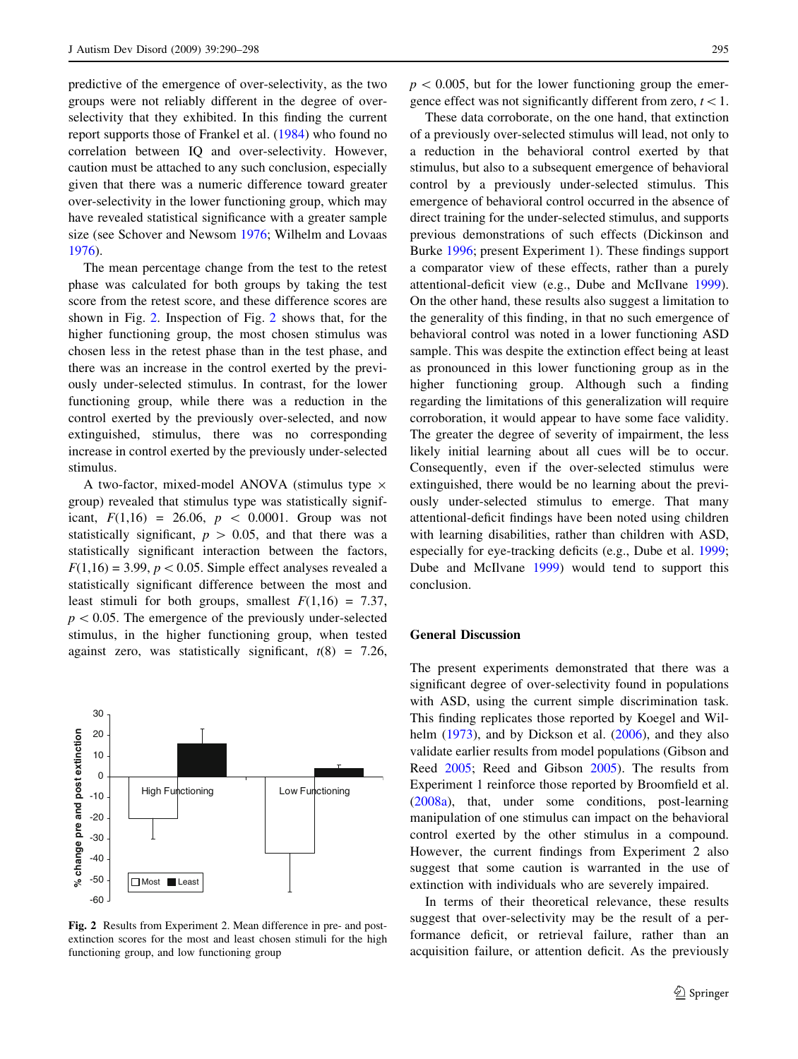predictive of the emergence of over-selectivity, as the two groups were not reliably different in the degree of over-selectivity that they exhibited. In this finding the current report supports those of Frankel et al. (1984) who found no correlation between IQ and over-selectivity. However, caution must be attached to any such conclusion, especially given that there was a numeric difference toward greater over-selectivity in the lower functioning group, which may have revealed statistical significance with a greater sample size (see Schover and Newsom 1976; Wilhelm and Lovaas 1976).

The mean percentage change from the test to the retest phase was calculated for both groups by taking the test score from the retest score, and these difference scores are shown in Fig. 2. Inspection of Fig. 2 shows that, for the higher functioning group, the most chosen stimulus was chosen less in the retest phase than in the test phase, and there was an increase in the control exerted by the previously under-selected stimulus. In contrast, for the lower functioning group, while there was a reduction in the control exerted by the previously over-selected, and now extinguished, stimulus, there was no corresponding increase in control exerted by the previously under-selected stimulus.

A two-factor, mixed-model ANOVA (stimulus type × group) revealed that stimulus type was statistically significant, $F(1,16) = 26.06$, $p < 0.0001$. Group was not statistically significant, $p > 0.05$, and that there was a statistically significant interaction between the factors, $F(1,16) = 3.99$, $p < 0.05$. Simple effect analyses revealed a statistically significant difference between the most and least stimuli for both groups, smallest $F(1,16) = 7.37$, $p < 0.05$. The emergence of the previously under-selected stimulus, in the higher functioning group, when tested against zero, was statistically significant, $t(8) = 7.26$, $p < 0.005$, but for the lower functioning group the emergence effect was not significantly different from zero, $t < 1$.

**Fig. 2** Results from Experiment 2. Mean difference in pre- and post-extinction scores for the most and least chosen stimuli for the high functioning group, and low functioning group

These data corroborate, on the one hand, that extinction of a previously over-selected stimulus will lead, not only to a reduction in the behavioral control exerted by that stimulus, but also to a subsequent emergence of behavioral control by a previously under-selected stimulus. This emergence of behavioral control occurred in the absence of direct training for the under-selected stimulus, and supports previous demonstrations of such effects (Dickinson and Burke 1996; present Experiment 1). These findings support a comparator view of these effects, rather than a purely attentional-deficit view (e.g., Dube and McIlvane 1999). On the other hand, these results also suggest a limitation to the generality of this finding, in that no such emergence of behavioral control was noted in a lower functioning ASD sample. This was despite the extinction effect being at least as pronounced in this lower functioning group as in the higher functioning group. Although such a finding regarding the limitations of this generalization will require corroboration, it would appear to have some face validity. The greater the degree of severity of impairment, the less likely initial learning about all cues will be to occur. Consequently, even if the over-selected stimulus were extinguished, there would be no learning about the previously under-selected stimulus to emerge. That many attentional-deficit findings have been noted using children with learning disabilities, rather than children with ASD, especially for eye-tracking deficits (e.g., Dube et al. 1999; Dube and McIlvane 1999) would tend to support this conclusion.

## General Discussion

The present experiments demonstrated that there was a significant degree of over-selectivity found in populations with ASD, using the current simple discrimination task. This finding replicates those reported by Koegel and Wilhelm (1973), and by Dickson et al. (2006), and they also validate earlier results from model populations (Gibson and Reed 2005; Reed and Gibson 2005). The results from Experiment 1 reinforce those reported by Broomfield et al. (2008a), that, under some conditions, post-learning manipulation of one stimulus can impact on the behavioral control exerted by the other stimulus in a compound. However, the current findings from Experiment 2 also suggest that some caution is warranted in the use of extinction with individuals who are severely impaired.

In terms of their theoretical relevance, these results suggest that over-selectivity may be the result of a performance deficit, or retrieval failure, rather than an acquisition failure, or attention deficit. As the previously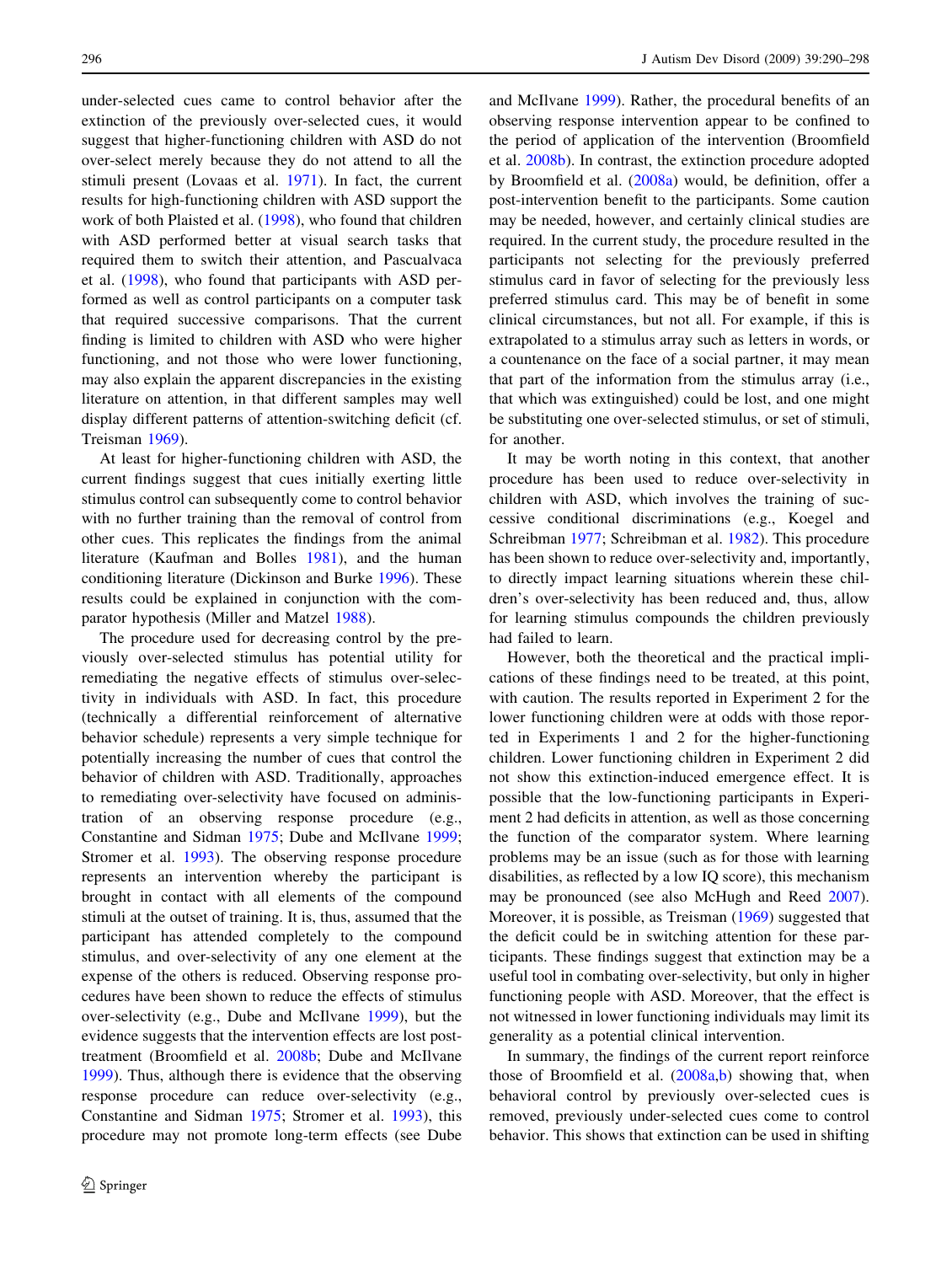under-selected cues came to control behavior after the extinction of the previously over-selected cues, it would suggest that higher-functioning children with ASD do not over-select merely because they do not attend to all the stimuli present (Lovaas et al. 1971). In fact, the current results for high-functioning children with ASD support the work of both Plaisted et al. (1998), who found that children with ASD performed better at visual search tasks that required them to switch their attention, and Pascualvaca et al. (1998), who found that participants with ASD performed as well as control participants on a computer task that required successive comparisons. That the current finding is limited to children with ASD who were higher functioning, and not those who were lower functioning, may also explain the apparent discrepancies in the existing literature on attention, in that different samples may well display different patterns of attention-switching deficit (cf. Treisman 1969).

At least for higher-functioning children with ASD, the current findings suggest that cues initially exerting little stimulus control can subsequently come to control behavior with no further training than the removal of control from other cues. This replicates the findings from the animal literature (Kaufman and Bolles 1981), and the human conditioning literature (Dickinson and Burke 1996). These results could be explained in conjunction with the comparator hypothesis (Miller and Matzel 1988).

The procedure used for decreasing control by the previously over-selected stimulus has potential utility for remediating the negative effects of stimulus over-selectivity in individuals with ASD. In fact, this procedure (technically a differential reinforcement of alternative behavior schedule) represents a very simple technique for potentially increasing the number of cues that control the behavior of children with ASD. Traditionally, approaches to remediating over-selectivity have focused on administration of an observing response procedure (e.g., Constantine and Sidman 1975; Dube and McIlvane 1999; Stromer et al. 1993). The observing response procedure represents an intervention whereby the participant is brought in contact with all elements of the compound stimuli at the outset of training. It is, thus, assumed that the participant has attended completely to the compound stimulus, and over-selectivity of any one element at the expense of the others is reduced. Observing response procedures have been shown to reduce the effects of stimulus over-selectivity (e.g., Dube and McIlvane 1999), but the evidence suggests that the intervention effects are lost post-treatment (Broomfield et al. 2008b; Dube and McIlvane 1999). Thus, although there is evidence that the observing response procedure can reduce over-selectivity (e.g., Constantine and Sidman 1975; Stromer et al. 1993), this procedure may not promote long-term effects (see Dube and McIlvane 1999). Rather, the procedural benefits of an observing response intervention appear to be confined to the period of application of the intervention (Broomfield et al. 2008b). In contrast, the extinction procedure adopted by Broomfield et al. (2008a) would, be definition, offer a post-intervention benefit to the participants. Some caution may be needed, however, and certainly clinical studies are required. In the current study, the procedure resulted in the participants not selecting for the previously preferred stimulus card in favor of selecting for the previously less preferred stimulus card. This may be of benefit in some clinical circumstances, but not all. For example, if this is extrapolated to a stimulus array such as letters in words, or a countenance on the face of a social partner, it may mean that part of the information from the stimulus array (i.e., that which was extinguished) could be lost, and one might be substituting one over-selected stimulus, or set of stimuli, for another.

It may be worth noting in this context, that another procedure has been used to reduce over-selectivity in children with ASD, which involves the training of successive conditional discriminations (e.g., Koegel and Schreibman 1977; Schreibman et al. 1982). This procedure has been shown to reduce over-selectivity and, importantly, to directly impact learning situations wherein these children's over-selectivity has been reduced and, thus, allow for learning stimulus compounds the children previously had failed to learn.

However, both the theoretical and the practical implications of these findings need to be treated, at this point, with caution. The results reported in Experiment 2 for the lower functioning children were at odds with those reported in Experiments 1 and 2 for the higher-functioning children. Lower functioning children in Experiment 2 did not show this extinction-induced emergence effect. It is possible that the low-functioning participants in Experiment 2 had deficits in attention, as well as those concerning the function of the comparator system. Where learning problems may be an issue (such as for those with learning disabilities, as reflected by a low IQ score), this mechanism may be pronounced (see also McHugh and Reed 2007). Moreover, it is possible, as Treisman (1969) suggested that the deficit could be in switching attention for these participants. These findings suggest that extinction may be a useful tool in combating over-selectivity, but only in higher functioning people with ASD. Moreover, that the effect is not witnessed in lower functioning individuals may limit its generality as a potential clinical intervention.

In summary, the findings of the current report reinforce those of Broomfield et al. (2008a,b) showing that, when behavioral control by previously over-selected cues is removed, previously under-selected cues come to control behavior. This shows that extinction can be used in shifting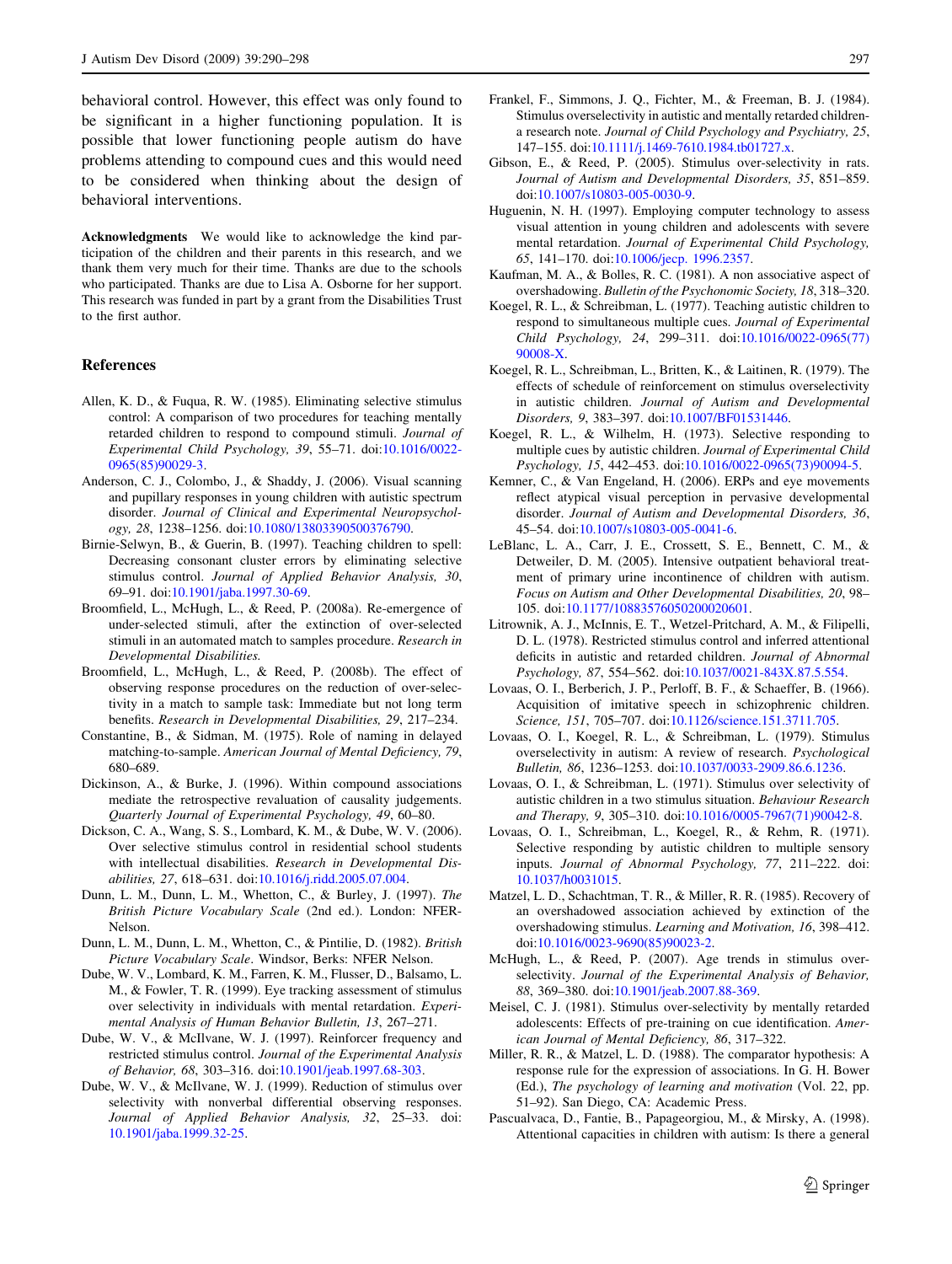behavioral control. However, this effect was only found to be significant in a higher functioning population. It is possible that lower functioning people autism do have problems attending to compound cues and this would need to be considered when thinking about the design of behavioral interventions.

**Acknowledgments** We would like to acknowledge the kind participation of the children and their parents in this research, and we thank them very much for their time. Thanks are due to the schools who participated. Thanks are due to Lisa A. Osborne for her support. This research was funded in part by a grant from the Disabilities Trust to the first author.

## References

Allen, K. D., & Fuqua, R. W. (1985). Eliminating selective stimulus control: A comparison of two procedures for teaching mentally retarded children to respond to compound stimuli. *Journal of Experimental Child Psychology, 39*, 55–71. doi:10.1016/0022-0965(85)90029-3.

Anderson, C. J., Colombo, J., & Shaddy, J. (2006). Visual scanning and pupillary responses in young children with autistic spectrum disorder. *Journal of Clinical and Experimental Neuropsychology, 28*, 1238–1256. doi:10.1080/13803390500376790.

Birnie-Selwyn, B., & Guerin, B. (1997). Teaching children to spell: Decreasing consonant cluster errors by eliminating selective stimulus control. *Journal of Applied Behavior Analysis, 30*, 69–91. doi:10.1901/jaba.1997.30-69.

Broomfield, L., McHugh, L., & Reed, P. (2008a). Re-emergence of under-selected stimuli, after the extinction of over-selected stimuli in an automated match to samples procedure. *Research in Developmental Disabilities.*

Broomfield, L., McHugh, L., & Reed, P. (2008b). The effect of observing response procedures on the reduction of over-selectivity in a match to sample task: Immediate but not long term benefits. *Research in Developmental Disabilities, 29*, 217–234.

Constantine, B., & Sidman, M. (1975). Role of naming in delayed matching-to-sample. *American Journal of Mental Deficiency, 79*, 680–689.

Dickinson, A., & Burke, J. (1996). Within compound associations mediate the retrospective revaluation of causality judgements. *Quarterly Journal of Experimental Psychology, 49*, 60–80.

Dickson, C. A., Wang, S. S., Lombard, K. M., & Dube, W. V. (2006). Over selective stimulus control in residential school students with intellectual disabilities. *Research in Developmental Disabilities, 27*, 618–631. doi:10.1016/j.ridd.2005.07.004.

Dunn, L. M., Dunn, L. M., Whetton, C., & Burley, J. (1997). *The British Picture Vocabulary Scale* (2nd ed.). London: NFER-Nelson.

Dunn, L. M., Dunn, L. M., Whetton, C., & Pintilie, D. (1982). *British Picture Vocabulary Scale*. Windsor, Berks: NFER Nelson.

Dube, W. V., Lombard, K. M., Farren, K. M., Flusser, D., Balsamo, L. M., & Fowler, T. R. (1999). Eye tracking assessment of stimulus over selectivity in individuals with mental retardation. *Experimental Analysis of Human Behavior Bulletin, 13*, 267–271.

Dube, W. V., & McIlvane, W. J. (1997). Reinforcer frequency and restricted stimulus control. *Journal of the Experimental Analysis of Behavior, 68*, 303–316. doi:10.1901/jeab.1997.68-303.

Dube, W. V., & McIlvane, W. J. (1999). Reduction of stimulus over selectivity with nonverbal differential observing responses. *Journal of Applied Behavior Analysis, 32*, 25–33. doi:10.1901/jaba.1999.32-25.

Frankel, F., Simmons, J. Q., Fichter, M., & Freeman, B. J. (1984). Stimulus overselectivity in autistic and mentally retarded children-a research note. *Journal of Child Psychology and Psychiatry, 25*, 147–155. doi:10.1111/j.1469-7610.1984.tb01727.x.

Gibson, E., & Reed, P. (2005). Stimulus over-selectivity in rats. *Journal of Autism and Developmental Disorders, 35*, 851–859. doi:10.1007/s10803-005-0030-9.

Huguenin, N. H. (1997). Employing computer technology to assess visual attention in young children and adolescents with severe mental retardation. *Journal of Experimental Child Psychology, 65*, 141–170. doi:10.1006/jecp. 1996.2357.

Kaufman, M. A., & Bolles, R. C. (1981). A non associative aspect of overshadowing. *Bulletin of the Psychonomic Society, 18*, 318–320.

Koegel, R. L., & Schreibman, L. (1977). Teaching autistic children to respond to simultaneous multiple cues. *Journal of Experimental Child Psychology, 24*, 299–311. doi:10.1016/0022-0965(77)90008-X.

Koegel, R. L., Schreibman, L., Britten, K., & Laitinen, R. (1979). The effects of schedule of reinforcement on stimulus overselectivity in autistic children. *Journal of Autism and Developmental Disorders, 9*, 383–397. doi:10.1007/BF01531446.

Koegel, R. L., & Wilhelm, H. (1973). Selective responding to multiple cues by autistic children. *Journal of Experimental Child Psychology, 15*, 442–453. doi:10.1016/0022-0965(73)90094-5.

Kemner, C., & Van Engeland, H. (2006). ERPs and eye movements reflect atypical visual perception in pervasive developmental disorder. *Journal of Autism and Developmental Disorders, 36*, 45–54. doi:10.1007/s10803-005-0041-6.

LeBlanc, L. A., Carr, J. E., Crossett, S. E., Bennett, C. M., & Detweiler, D. M. (2005). Intensive outpatient behavioral treatment of primary urine incontinence of children with autism. *Focus on Autism and Other Developmental Disabilities, 20*, 98–105. doi:10.1177/10883576050200020601.

Litrownik, A. J., McInnis, E. T., Wetzel-Pritchard, A. M., & Filipelli, D. L. (1978). Restricted stimulus control and inferred attentional deficits in autistic and retarded children. *Journal of Abnormal Psychology, 87*, 554–562. doi:10.1037/0021-843X.87.5.554.

Lovaas, O. I., Berberich, J. P., Perloff, B. F., & Schaeffer, B. (1966). Acquisition of imitative speech in schizophrenic children. *Science, 151*, 705–707. doi:10.1126/science.151.3711.705.

Lovaas, O. I., Koegel, R. L., & Schreibman, L. (1979). Stimulus overselectivity in autism: A review of research. *Psychological Bulletin, 86*, 1236–1253. doi:10.1037/0033-2909.86.6.1236.

Lovaas, O. I., & Schreibman, L. (1971). Stimulus over selectivity of autistic children in a two stimulus situation. *Behaviour Research and Therapy, 9*, 305–310. doi:10.1016/0005-7967(71)90042-8.

Lovaas, O. I., Schreibman, L., Koegel, R., & Rehm, R. (1971). Selective responding by autistic children to multiple sensory inputs. *Journal of Abnormal Psychology, 77*, 211–222. doi:10.1037/h0031015.

Matzel, L. D., Schachtman, T. R., & Miller, R. R. (1985). Recovery of an overshadowed association achieved by extinction of the overshadowing stimulus. *Learning and Motivation, 16*, 398–412. doi:10.1016/0023-9690(85)90023-2.

McHugh, L., & Reed, P. (2007). Age trends in stimulus overselectivity. *Journal of the Experimental Analysis of Behavior, 88*, 369–380. doi:10.1901/jeab.2007.88-369.

Meisel, C. J. (1981). Stimulus over-selectivity by mentally retarded adolescents: Effects of pre-training on cue identification. *American Journal of Mental Deficiency, 86*, 317–322.

Miller, R. R., & Matzel, L. D. (1988). The comparator hypothesis: A response rule for the expression of associations. In G. H. Bower (Ed.), *The psychology of learning and motivation* (Vol. 22, pp. 51–92). San Diego, CA: Academic Press.

Pascualvaca, D., Fantie, B., Papageorgiou, M., & Mirsky, A. (1998). Attentional capacities in children with autism: Is there a general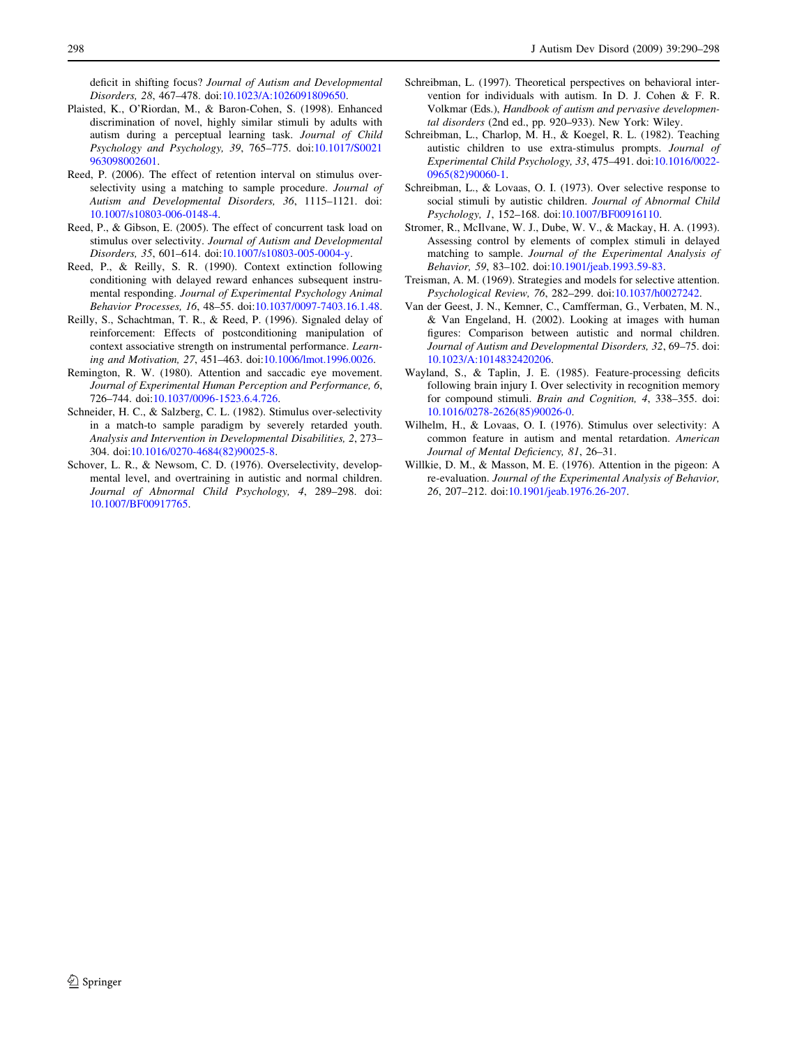deficit in shifting focus? *Journal of Autism and Developmental Disorders, 28*, 467–478. doi:10.1023/A:1026091809650.

Plaisted, K., O'Riordan, M., & Baron-Cohen, S. (1998). Enhanced discrimination of novel, highly similar stimuli by adults with autism during a perceptual learning task. *Journal of Child Psychology and Psychology, 39*, 765–775. doi:10.1017/S0021963098002601.

Reed, P. (2006). The effect of retention interval on stimulus over-selectivity using a matching to sample procedure. *Journal of Autism and Developmental Disorders, 36*, 1115–1121. doi:10.1007/s10803-006-0148-4.

Reed, P., & Gibson, E. (2005). The effect of concurrent task load on stimulus over selectivity. *Journal of Autism and Developmental Disorders, 35*, 601–614. doi:10.1007/s10803-005-0004-y.

Reed, P., & Reilly, S. R. (1990). Context extinction following conditioning with delayed reward enhances subsequent instrumental responding. *Journal of Experimental Psychology Animal Behavior Processes, 16*, 48–55. doi:10.1037/0097-7403.16.1.48.

Reilly, S., Schachtman, T. R., & Reed, P. (1996). Signaled delay of reinforcement: Effects of postconditioning manipulation of context associative strength on instrumental performance. *Learning and Motivation, 27*, 451–463. doi:10.1006/lmot.1996.0026.

Remington, R. W. (1980). Attention and saccadic eye movement. *Journal of Experimental Human Perception and Performance, 6*, 726–744. doi:10.1037/0096-1523.6.4.726.

Schneider, H. C., & Salzberg, C. L. (1982). Stimulus over-selectivity in a match-to sample paradigm by severely retarded youth. *Analysis and Intervention in Developmental Disabilities, 2*, 273–304. doi:10.1016/0270-4684(82)90025-8.

Schover, L. R., & Newsom, C. D. (1976). Overselectivity, developmental level, and overtraining in autistic and normal children. *Journal of Abnormal Child Psychology, 4*, 289–298. doi:10.1007/BF00917765.

Schreibman, L. (1997). Theoretical perspectives on behavioral intervention for individuals with autism. In D. J. Cohen & F. R. Volkmar (Eds.), *Handbook of autism and pervasive developmental disorders* (2nd ed., pp. 920–933). New York: Wiley.

Schreibman, L., Charlop, M. H., & Koegel, R. L. (1982). Teaching autistic children to use extra-stimulus prompts. *Journal of Experimental Child Psychology, 33*, 475–491. doi:10.1016/0022-0965(82)90060-1.

Schreibman, L., & Lovaas, O. I. (1973). Over selective response to social stimuli by autistic children. *Journal of Abnormal Child Psychology, 1*, 152–168. doi:10.1007/BF00916110.

Stromer, R., McIlvane, W. J., Dube, W. V., & Mackay, H. A. (1993). Assessing control by elements of complex stimuli in delayed matching to sample. *Journal of the Experimental Analysis of Behavior, 59*, 83–102. doi:10.1901/jeab.1993.59-83.

Treisman, A. M. (1969). Strategies and models for selective attention. *Psychological Review, 76*, 282–299. doi:10.1037/h0027242.

Van der Geest, J. N., Kemner, C., Camfferman, G., Verbaten, M. N., & Van Engeland, H. (2002). Looking at images with human figures: Comparison between autistic and normal children. *Journal of Autism and Developmental Disorders, 32*, 69–75. doi:10.1023/A:1014832420206.

Wayland, S., & Taplin, J. E. (1985). Feature-processing deficits following brain injury I. Over selectivity in recognition memory for compound stimuli. *Brain and Cognition, 4*, 338–355. doi:10.1016/0278-2626(85)90026-0.

Wilhelm, H., & Lovaas, O. I. (1976). Stimulus over selectivity: A common feature in autism and mental retardation. *American Journal of Mental Deficiency, 81*, 26–31.

Willkie, D. M., & Masson, M. E. (1976). Attention in the pigeon: A re-evaluation. *Journal of the Experimental Analysis of Behavior, 26*, 207–212. doi:10.1901/jeab.1976.26-207.